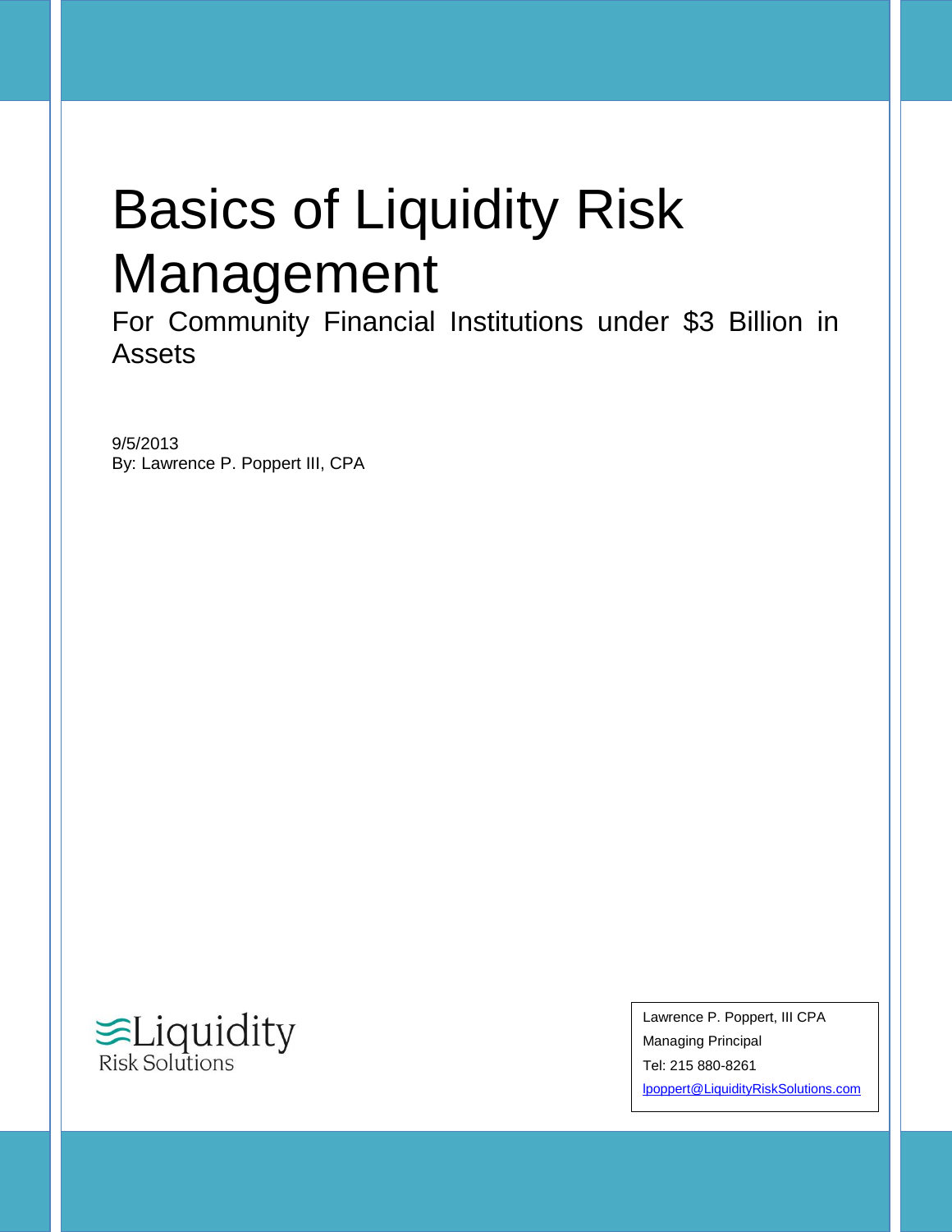# Basics of Liquidity Risk Management

## For Community Financial Institutions under $3 Billion in Assets

9/5/2013
By: Lawrence P. Poppert III, CPA

Liquidity
Risk Solutions

Lawrence P. Poppert, III CPA
Managing Principal
Tel: 215 880-8261
lpoppert@LiquidityRiskSolutions.com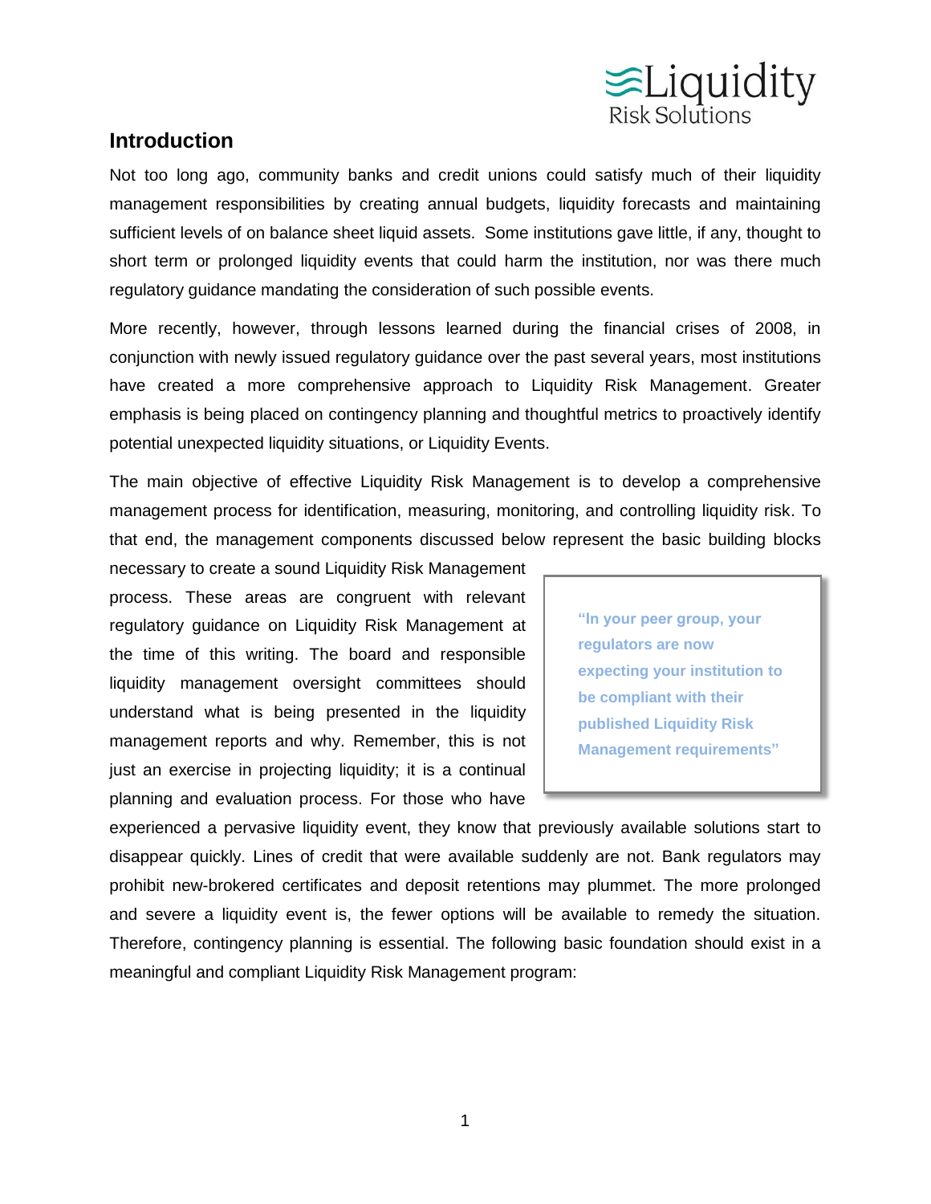## Introduction

Not too long ago, community banks and credit unions could satisfy much of their liquidity management responsibilities by creating annual budgets, liquidity forecasts and maintaining sufficient levels of on balance sheet liquid assets. Some institutions gave little, if any, thought to short term or prolonged liquidity events that could harm the institution, nor was there much regulatory guidance mandating the consideration of such possible events.

More recently, however, through lessons learned during the financial crises of 2008, in conjunction with newly issued regulatory guidance over the past several years, most institutions have created a more comprehensive approach to Liquidity Risk Management. Greater emphasis is being placed on contingency planning and thoughtful metrics to proactively identify potential unexpected liquidity situations, or Liquidity Events.

The main objective of effective Liquidity Risk Management is to develop a comprehensive management process for identification, measuring, monitoring, and controlling liquidity risk. To that end, the management components discussed below represent the basic building blocks necessary to create a sound Liquidity Risk Management process. These areas are congruent with relevant regulatory guidance on Liquidity Risk Management at the time of this writing. The board and responsible liquidity management oversight committees should understand what is being presented in the liquidity management reports and why. Remember, this is not just an exercise in projecting liquidity; it is a continual planning and evaluation process. For those who have experienced a pervasive liquidity event, they know that previously available solutions start to disappear quickly. Lines of credit that were available suddenly are not. Bank regulators may prohibit new-brokered certificates and deposit retentions may plummet. The more prolonged and severe a liquidity event is, the fewer options will be available to remedy the situation. Therefore, contingency planning is essential. The following basic foundation should exist in a meaningful and compliant Liquidity Risk Management program:

> **"In your peer group, your regulators are now expecting your institution to be compliant with their published Liquidity Risk Management requirements"**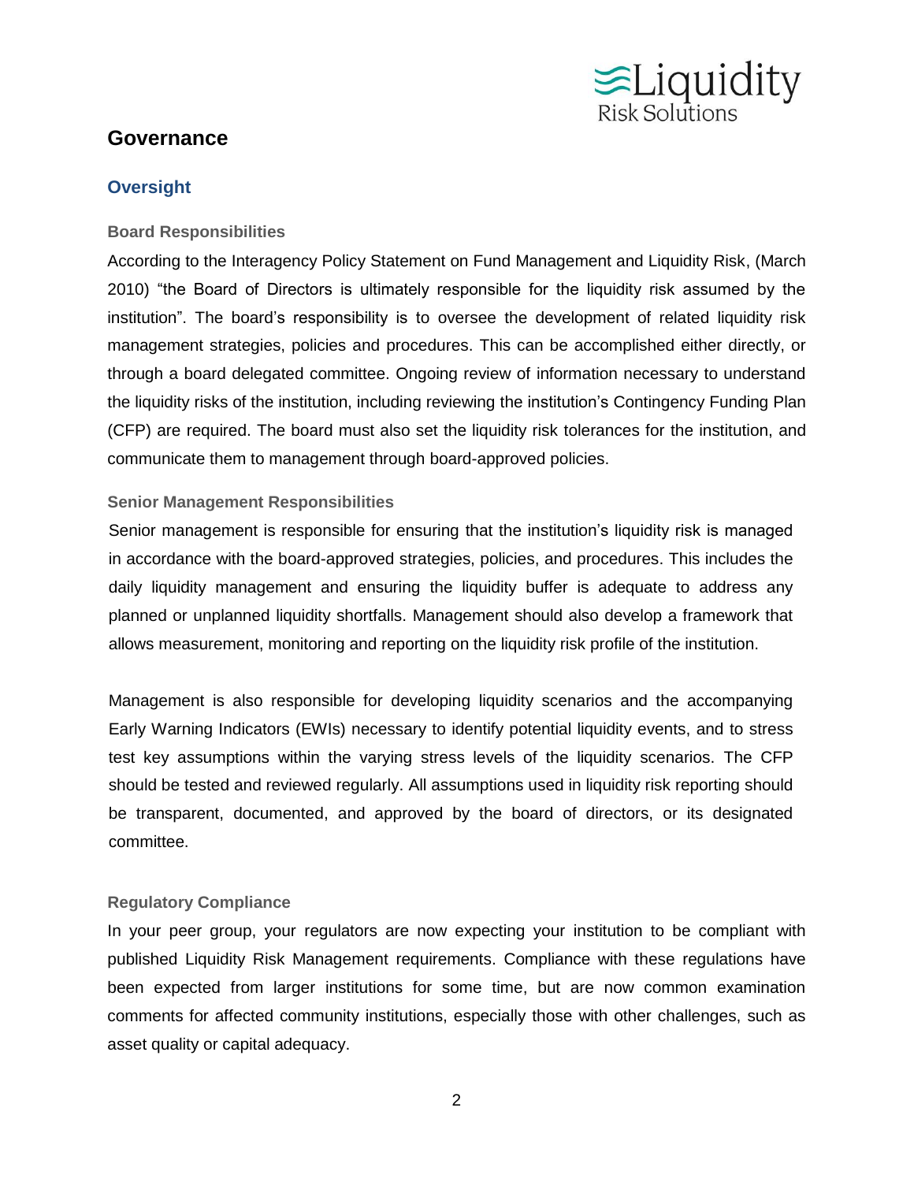# Governance

## Oversight

### Board Responsibilities

According to the Interagency Policy Statement on Fund Management and Liquidity Risk, (March 2010) "the Board of Directors is ultimately responsible for the liquidity risk assumed by the institution". The board's responsibility is to oversee the development of related liquidity risk management strategies, policies and procedures. This can be accomplished either directly, or through a board delegated committee. Ongoing review of information necessary to understand the liquidity risks of the institution, including reviewing the institution's Contingency Funding Plan (CFP) are required. The board must also set the liquidity risk tolerances for the institution, and communicate them to management through board-approved policies.

### Senior Management Responsibilities

Senior management is responsible for ensuring that the institution's liquidity risk is managed in accordance with the board-approved strategies, policies, and procedures. This includes the daily liquidity management and ensuring the liquidity buffer is adequate to address any planned or unplanned liquidity shortfalls. Management should also develop a framework that allows measurement, monitoring and reporting on the liquidity risk profile of the institution.

Management is also responsible for developing liquidity scenarios and the accompanying Early Warning Indicators (EWIs) necessary to identify potential liquidity events, and to stress test key assumptions within the varying stress levels of the liquidity scenarios. The CFP should be tested and reviewed regularly. All assumptions used in liquidity risk reporting should be transparent, documented, and approved by the board of directors, or its designated committee.

### Regulatory Compliance

In your peer group, your regulators are now expecting your institution to be compliant with published Liquidity Risk Management requirements. Compliance with these regulations have been expected from larger institutions for some time, but are now common examination comments for affected community institutions, especially those with other challenges, such as asset quality or capital adequacy.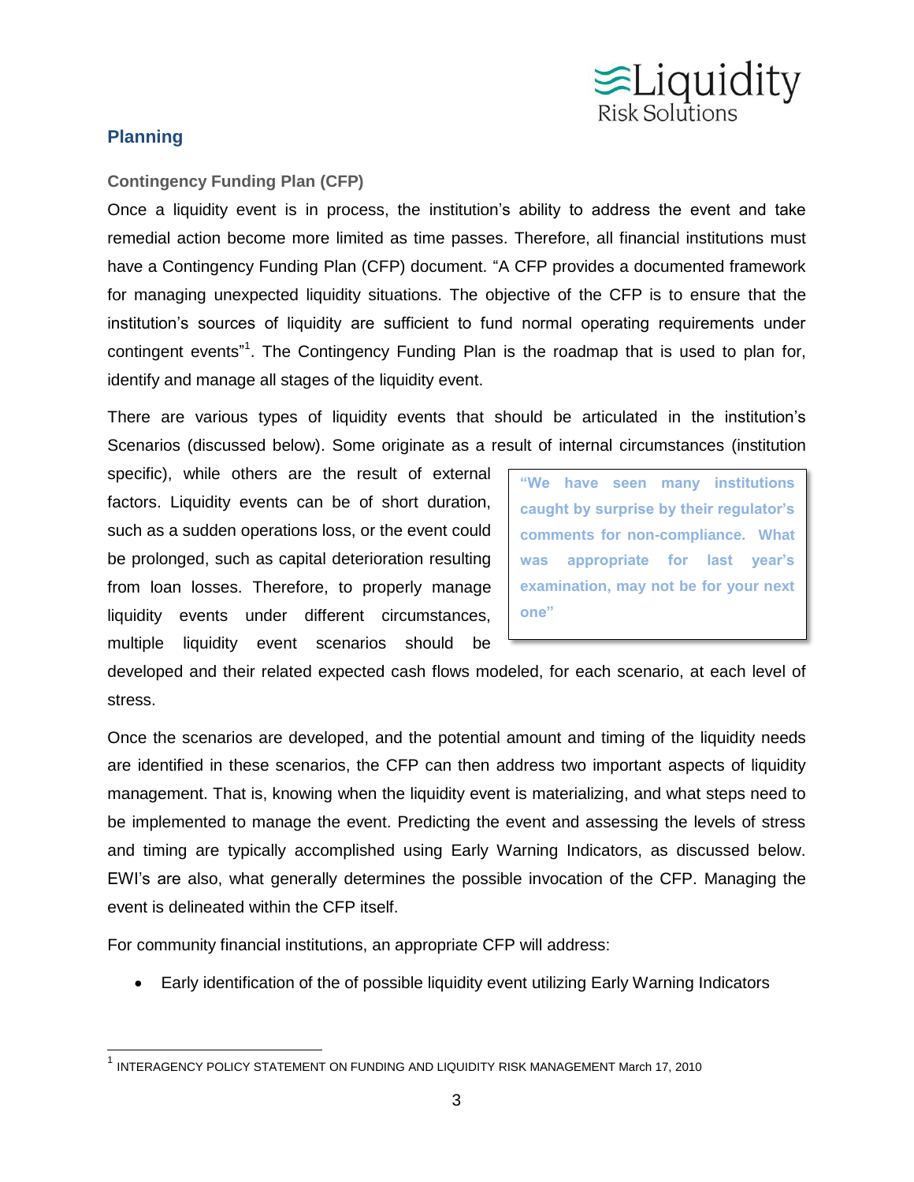## Planning

### Contingency Funding Plan (CFP)

Once a liquidity event is in process, the institution's ability to address the event and take remedial action become more limited as time passes. Therefore, all financial institutions must have a Contingency Funding Plan (CFP) document. "A CFP provides a documented framework for managing unexpected liquidity situations. The objective of the CFP is to ensure that the institution's sources of liquidity are sufficient to fund normal operating requirements under contingent events"[1]. The Contingency Funding Plan is the roadmap that is used to plan for, identify and manage all stages of the liquidity event.

There are various types of liquidity events that should be articulated in the institution's Scenarios (discussed below). Some originate as a result of internal circumstances (institution specific), while others are the result of external factors. Liquidity events can be of short duration, such as a sudden operations loss, or the event could be prolonged, such as capital deterioration resulting from loan losses. Therefore, to properly manage liquidity events under different circumstances, multiple liquidity event scenarios should be developed and their related expected cash flows modeled, for each scenario, at each level of stress.

> **"We have seen many institutions caught by surprise by their regulator's comments for non-compliance. What was appropriate for last year's examination, may not be for your next one"**

Once the scenarios are developed, and the potential amount and timing of the liquidity needs are identified in these scenarios, the CFP can then address two important aspects of liquidity management. That is, knowing when the liquidity event is materializing, and what steps need to be implemented to manage the event. Predicting the event and assessing the levels of stress and timing are typically accomplished using Early Warning Indicators, as discussed below. EWI's are also, what generally determines the possible invocation of the CFP. Managing the event is delineated within the CFP itself.

For community financial institutions, an appropriate CFP will address:

- Early identification of the of possible liquidity event utilizing Early Warning Indicators

---

[1] INTERAGENCY POLICY STATEMENT ON FUNDING AND LIQUIDITY RISK MANAGEMENT March 17, 2010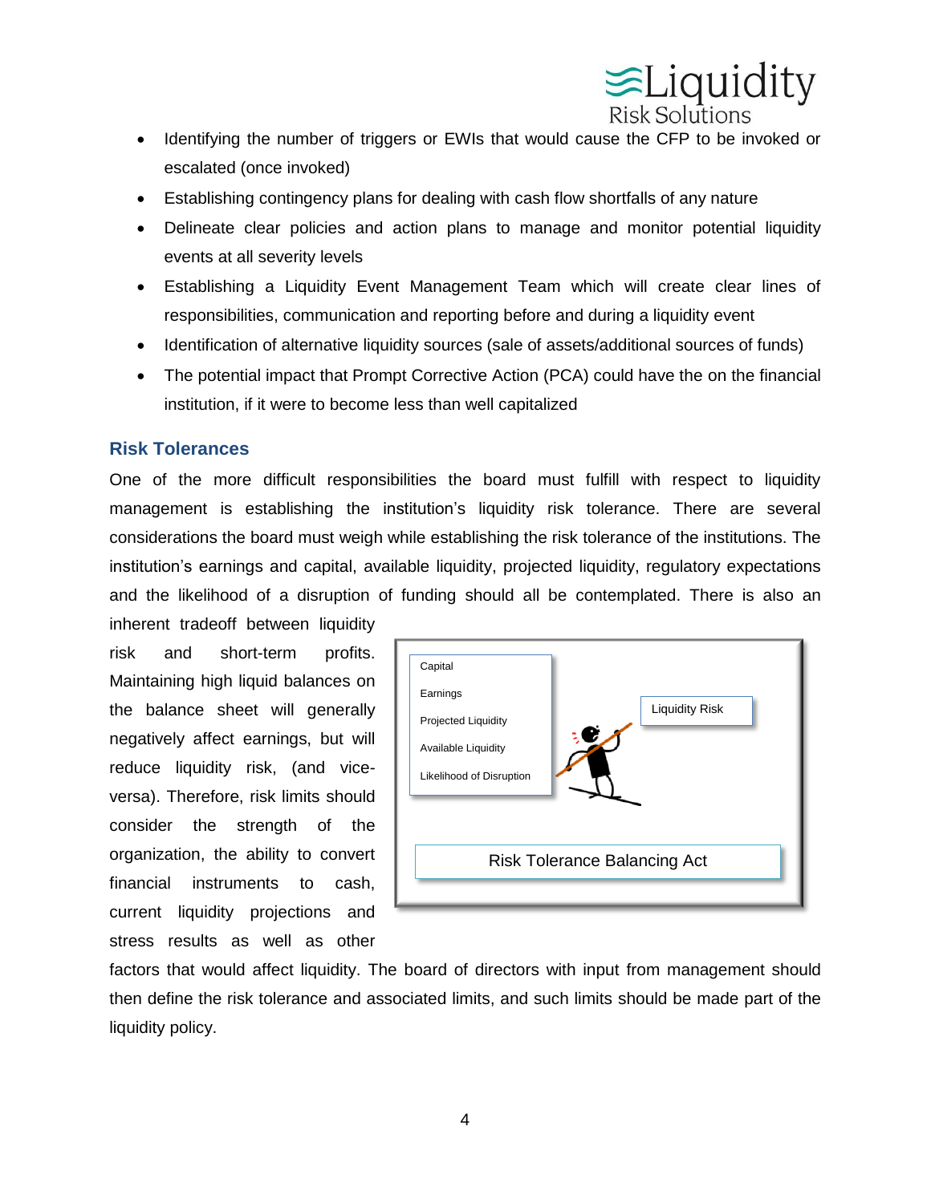- Identifying the number of triggers or EWIs that would cause the CFP to be invoked or escalated (once invoked)
- Establishing contingency plans for dealing with cash flow shortfalls of any nature
- Delineate clear policies and action plans to manage and monitor potential liquidity events at all severity levels
- Establishing a Liquidity Event Management Team which will create clear lines of responsibilities, communication and reporting before and during a liquidity event
- Identification of alternative liquidity sources (sale of assets/additional sources of funds)
- The potential impact that Prompt Corrective Action (PCA) could have the on the financial institution, if it were to become less than well capitalized

## Risk Tolerances

One of the more difficult responsibilities the board must fulfill with respect to liquidity management is establishing the institution's liquidity risk tolerance. There are several considerations the board must weigh while establishing the risk tolerance of the institutions. The institution's earnings and capital, available liquidity, projected liquidity, regulatory expectations and the likelihood of a disruption of funding should all be contemplated. There is also an inherent tradeoff between liquidity risk and short-term profits. Maintaining high liquid balances on the balance sheet will generally negatively affect earnings, but will reduce liquidity risk, (and vice-versa). Therefore, risk limits should consider the strength of the organization, the ability to convert financial instruments to cash, current liquidity projections and stress results as well as other factors that would affect liquidity. The board of directors with input from management should then define the risk tolerance and associated limits, and such limits should be made part of the liquidity policy.

Capital
Earnings
Projected Liquidity
Available Liquidity
Likelihood of Disruption

Liquidity Risk

Risk Tolerance Balancing Act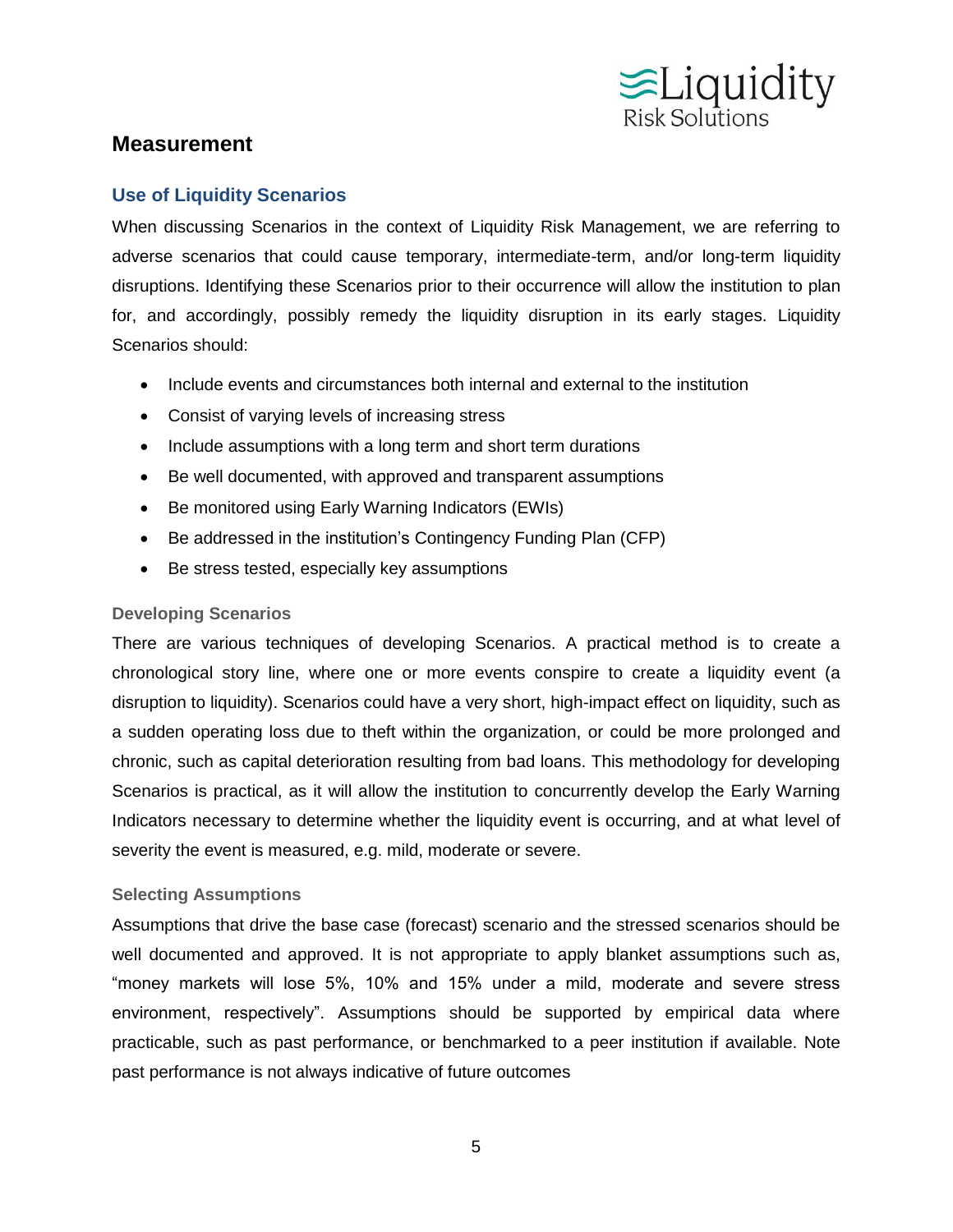## Measurement

### Use of Liquidity Scenarios

When discussing Scenarios in the context of Liquidity Risk Management, we are referring to adverse scenarios that could cause temporary, intermediate-term, and/or long-term liquidity disruptions. Identifying these Scenarios prior to their occurrence will allow the institution to plan for, and accordingly, possibly remedy the liquidity disruption in its early stages. Liquidity Scenarios should:

- Include events and circumstances both internal and external to the institution
- Consist of varying levels of increasing stress
- Include assumptions with a long term and short term durations
- Be well documented, with approved and transparent assumptions
- Be monitored using Early Warning Indicators (EWIs)
- Be addressed in the institution's Contingency Funding Plan (CFP)
- Be stress tested, especially key assumptions

#### Developing Scenarios

There are various techniques of developing Scenarios. A practical method is to create a chronological story line, where one or more events conspire to create a liquidity event (a disruption to liquidity). Scenarios could have a very short, high-impact effect on liquidity, such as a sudden operating loss due to theft within the organization, or could be more prolonged and chronic, such as capital deterioration resulting from bad loans. This methodology for developing Scenarios is practical, as it will allow the institution to concurrently develop the Early Warning Indicators necessary to determine whether the liquidity event is occurring, and at what level of severity the event is measured, e.g. mild, moderate or severe.

#### Selecting Assumptions

Assumptions that drive the base case (forecast) scenario and the stressed scenarios should be well documented and approved. It is not appropriate to apply blanket assumptions such as, "money markets will lose 5%, 10% and 15% under a mild, moderate and severe stress environment, respectively". Assumptions should be supported by empirical data where practicable, such as past performance, or benchmarked to a peer institution if available. Note past performance is not always indicative of future outcomes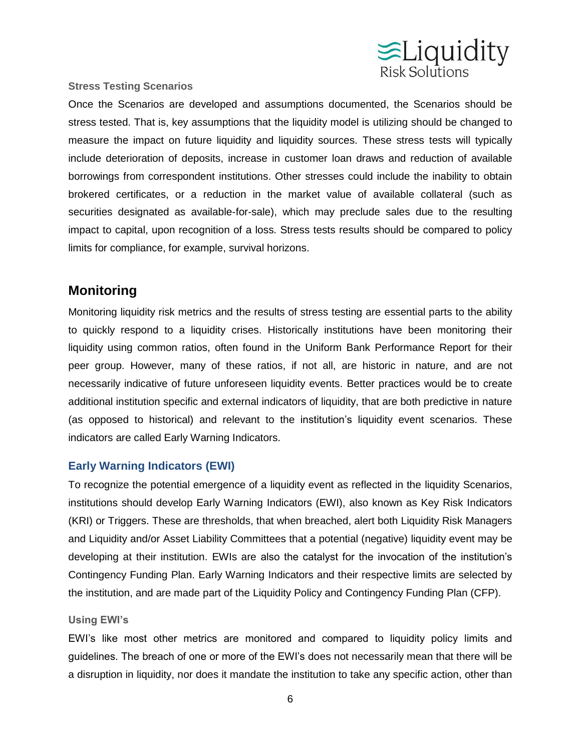#### Stress Testing Scenarios

Once the Scenarios are developed and assumptions documented, the Scenarios should be stress tested. That is, key assumptions that the liquidity model is utilizing should be changed to measure the impact on future liquidity and liquidity sources. These stress tests will typically include deterioration of deposits, increase in customer loan draws and reduction of available borrowings from correspondent institutions. Other stresses could include the inability to obtain brokered certificates, or a reduction in the market value of available collateral (such as securities designated as available-for-sale), which may preclude sales due to the resulting impact to capital, upon recognition of a loss. Stress tests results should be compared to policy limits for compliance, for example, survival horizons.

## Monitoring

Monitoring liquidity risk metrics and the results of stress testing are essential parts to the ability to quickly respond to a liquidity crises. Historically institutions have been monitoring their liquidity using common ratios, often found in the Uniform Bank Performance Report for their peer group. However, many of these ratios, if not all, are historic in nature, and are not necessarily indicative of future unforeseen liquidity events. Better practices would be to create additional institution specific and external indicators of liquidity, that are both predictive in nature (as opposed to historical) and relevant to the institution's liquidity event scenarios. These indicators are called Early Warning Indicators.

### Early Warning Indicators (EWI)

To recognize the potential emergence of a liquidity event as reflected in the liquidity Scenarios, institutions should develop Early Warning Indicators (EWI), also known as Key Risk Indicators (KRI) or Triggers. These are thresholds, that when breached, alert both Liquidity Risk Managers and Liquidity and/or Asset Liability Committees that a potential (negative) liquidity event may be developing at their institution. EWIs are also the catalyst for the invocation of the institution's Contingency Funding Plan. Early Warning Indicators and their respective limits are selected by the institution, and are made part of the Liquidity Policy and Contingency Funding Plan (CFP).

#### Using EWI's

EWI's like most other metrics are monitored and compared to liquidity policy limits and guidelines. The breach of one or more of the EWI's does not necessarily mean that there will be a disruption in liquidity, nor does it mandate the institution to take any specific action, other than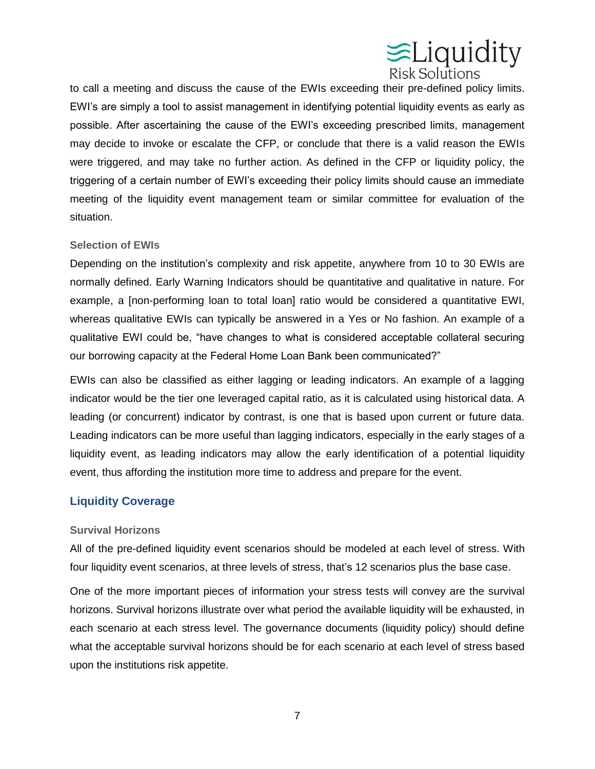to call a meeting and discuss the cause of the EWIs exceeding their pre-defined policy limits. EWI's are simply a tool to assist management in identifying potential liquidity events as early as possible. After ascertaining the cause of the EWI's exceeding prescribed limits, management may decide to invoke or escalate the CFP, or conclude that there is a valid reason the EWIs were triggered, and may take no further action. As defined in the CFP or liquidity policy, the triggering of a certain number of EWI's exceeding their policy limits should cause an immediate meeting of the liquidity event management team or similar committee for evaluation of the situation.

### Selection of EWIs

Depending on the institution's complexity and risk appetite, anywhere from 10 to 30 EWIs are normally defined. Early Warning Indicators should be quantitative and qualitative in nature. For example, a [non-performing loan to total loan] ratio would be considered a quantitative EWI, whereas qualitative EWIs can typically be answered in a Yes or No fashion. An example of a qualitative EWI could be, "have changes to what is considered acceptable collateral securing our borrowing capacity at the Federal Home Loan Bank been communicated?"

EWIs can also be classified as either lagging or leading indicators. An example of a lagging indicator would be the tier one leveraged capital ratio, as it is calculated using historical data. A leading (or concurrent) indicator by contrast, is one that is based upon current or future data. Leading indicators can be more useful than lagging indicators, especially in the early stages of a liquidity event, as leading indicators may allow the early identification of a potential liquidity event, thus affording the institution more time to address and prepare for the event.

## Liquidity Coverage

### Survival Horizons

All of the pre-defined liquidity event scenarios should be modeled at each level of stress. With four liquidity event scenarios, at three levels of stress, that's 12 scenarios plus the base case.

One of the more important pieces of information your stress tests will convey are the survival horizons. Survival horizons illustrate over what period the available liquidity will be exhausted, in each scenario at each stress level. The governance documents (liquidity policy) should define what the acceptable survival horizons should be for each scenario at each level of stress based upon the institutions risk appetite.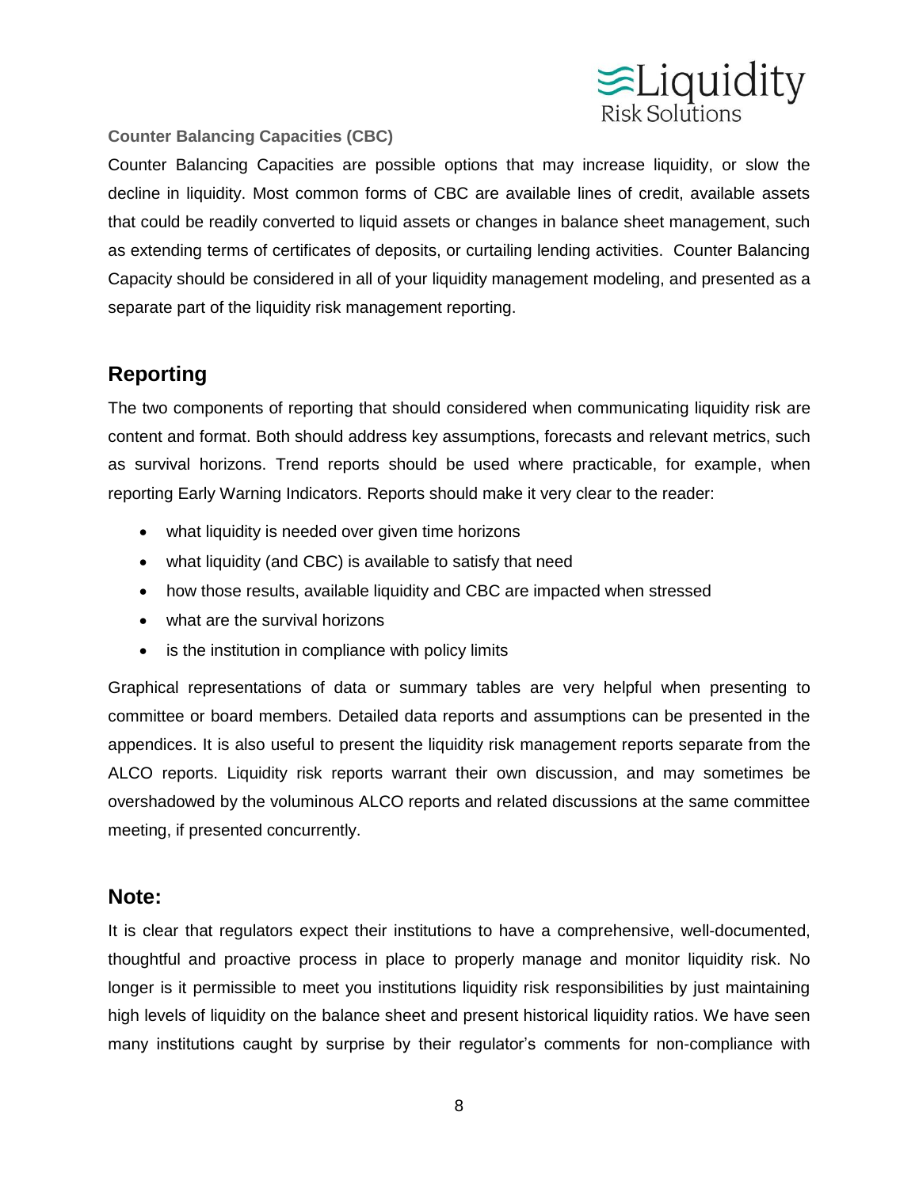**Counter Balancing Capacities (CBC)**

Counter Balancing Capacities are possible options that may increase liquidity, or slow the decline in liquidity. Most common forms of CBC are available lines of credit, available assets that could be readily converted to liquid assets or changes in balance sheet management, such as extending terms of certificates of deposits, or curtailing lending activities. Counter Balancing Capacity should be considered in all of your liquidity management modeling, and presented as a separate part of the liquidity risk management reporting.

## Reporting

The two components of reporting that should considered when communicating liquidity risk are content and format. Both should address key assumptions, forecasts and relevant metrics, such as survival horizons. Trend reports should be used where practicable, for example, when reporting Early Warning Indicators. Reports should make it very clear to the reader:

- what liquidity is needed over given time horizons
- what liquidity (and CBC) is available to satisfy that need
- how those results, available liquidity and CBC are impacted when stressed
- what are the survival horizons
- is the institution in compliance with policy limits

Graphical representations of data or summary tables are very helpful when presenting to committee or board members. Detailed data reports and assumptions can be presented in the appendices. It is also useful to present the liquidity risk management reports separate from the ALCO reports. Liquidity risk reports warrant their own discussion, and may sometimes be overshadowed by the voluminous ALCO reports and related discussions at the same committee meeting, if presented concurrently.

## Note:

It is clear that regulators expect their institutions to have a comprehensive, well-documented, thoughtful and proactive process in place to properly manage and monitor liquidity risk. No longer is it permissible to meet you institutions liquidity risk responsibilities by just maintaining high levels of liquidity on the balance sheet and present historical liquidity ratios. We have seen many institutions caught by surprise by their regulator's comments for non-compliance with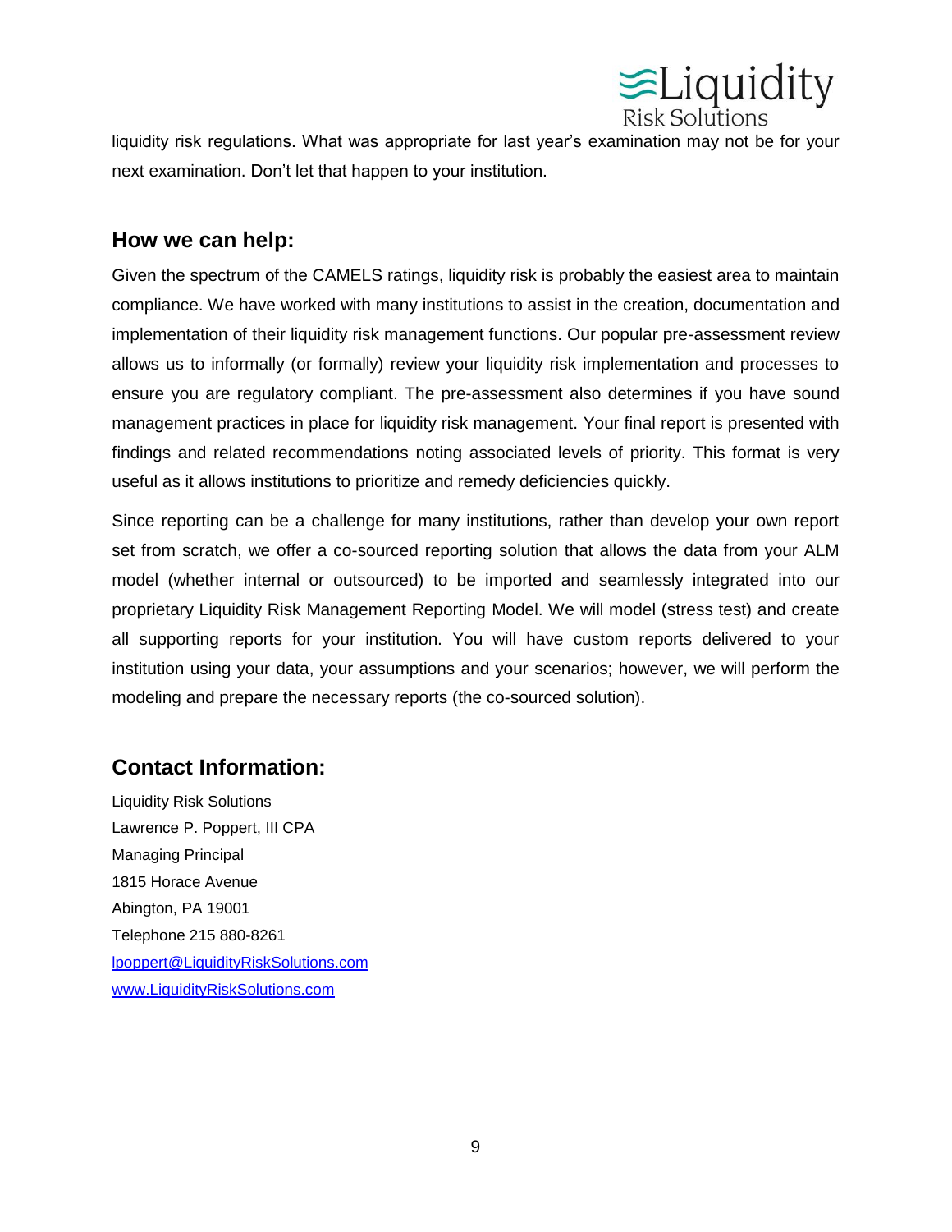liquidity risk regulations. What was appropriate for last year's examination may not be for your next examination. Don't let that happen to your institution.

## How we can help:

Given the spectrum of the CAMELS ratings, liquidity risk is probably the easiest area to maintain compliance. We have worked with many institutions to assist in the creation, documentation and implementation of their liquidity risk management functions. Our popular pre-assessment review allows us to informally (or formally) review your liquidity risk implementation and processes to ensure you are regulatory compliant. The pre-assessment also determines if you have sound management practices in place for liquidity risk management. Your final report is presented with findings and related recommendations noting associated levels of priority. This format is very useful as it allows institutions to prioritize and remedy deficiencies quickly.

Since reporting can be a challenge for many institutions, rather than develop your own report set from scratch, we offer a co-sourced reporting solution that allows the data from your ALM model (whether internal or outsourced) to be imported and seamlessly integrated into our proprietary Liquidity Risk Management Reporting Model. We will model (stress test) and create all supporting reports for your institution. You will have custom reports delivered to your institution using your data, your assumptions and your scenarios; however, we will perform the modeling and prepare the necessary reports (the co-sourced solution).

## Contact Information:

Liquidity Risk Solutions
Lawrence P. Poppert, III CPA
Managing Principal
1815 Horace Avenue
Abington, PA 19001
Telephone 215 880-8261
lpoppert@LiquidityRiskSolutions.com
www.LiquidityRiskSolutions.com